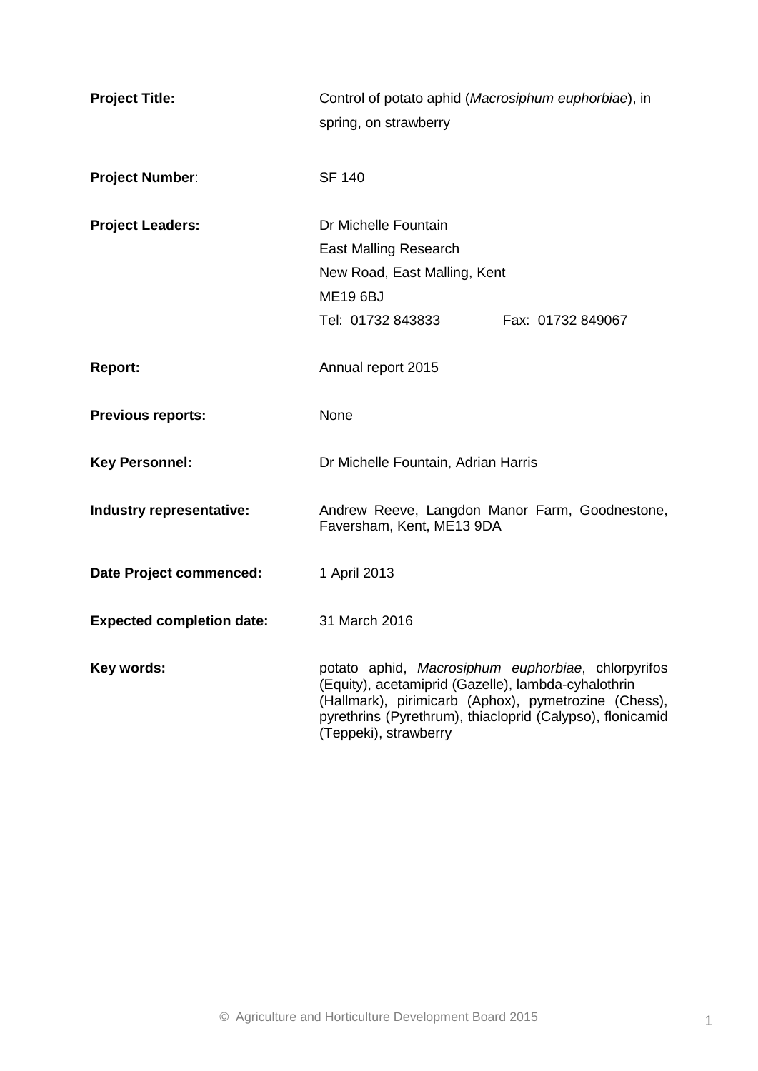| | |
|---|---|
| **Project Title:** | Control of potato aphid (*Macrosiphum euphorbiae*), in spring, on strawberry |
| **Project Number**: | SF 140 |
| **Project Leaders:** | Dr Michelle Fountain<br>East Malling Research<br>New Road, East Malling, Kent<br>ME19 6BJ<br>Tel: 01732 843833 Fax: 01732 849067 |
| **Report:** | Annual report 2015 |
| **Previous reports:** | None |
| **Key Personnel:** | Dr Michelle Fountain, Adrian Harris |
| **Industry representative:** | Andrew Reeve, Langdon Manor Farm, Goodnestone, Faversham, Kent, ME13 9DA |
| **Date Project commenced:** | 1 April 2013 |
| **Expected completion date:** | 31 March 2016 |
| **Key words:** | potato aphid, *Macrosiphum euphorbiae*, chlorpyrifos (Equity), acetamiprid (Gazelle), lambda-cyhalothrin (Hallmark), pirimicarb (Aphox), pymetrozine (Chess), pyrethrins (Pyrethrum), thiacloprid (Calypso), flonicamid (Teppeki), strawberry |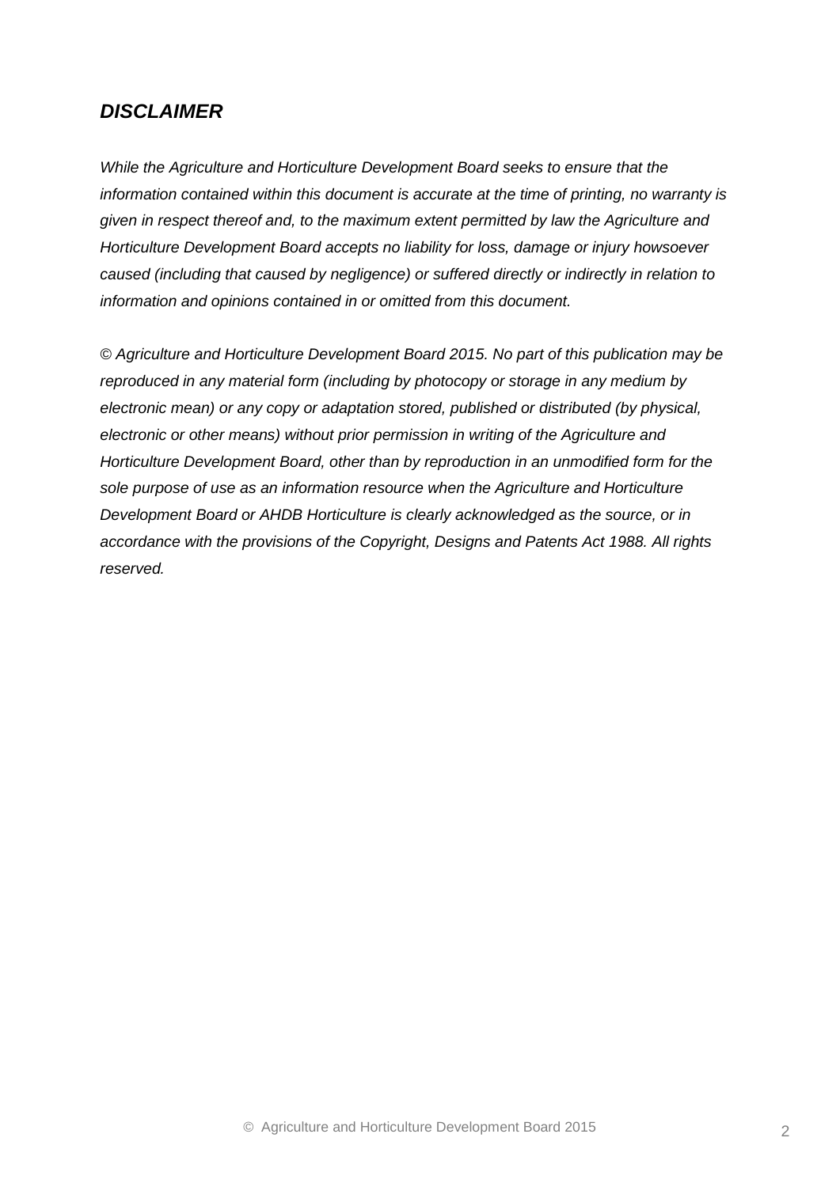## *DISCLAIMER*

*While the Agriculture and Horticulture Development Board seeks to ensure that the information contained within this document is accurate at the time of printing, no warranty is given in respect thereof and, to the maximum extent permitted by law the Agriculture and Horticulture Development Board accepts no liability for loss, damage or injury howsoever caused (including that caused by negligence) or suffered directly or indirectly in relation to information and opinions contained in or omitted from this document.*

*© Agriculture and Horticulture Development Board 2015. No part of this publication may be reproduced in any material form (including by photocopy or storage in any medium by electronic mean) or any copy or adaptation stored, published or distributed (by physical, electronic or other means) without prior permission in writing of the Agriculture and Horticulture Development Board, other than by reproduction in an unmodified form for the sole purpose of use as an information resource when the Agriculture and Horticulture Development Board or AHDB Horticulture is clearly acknowledged as the source, or in accordance with the provisions of the Copyright, Designs and Patents Act 1988. All rights reserved.*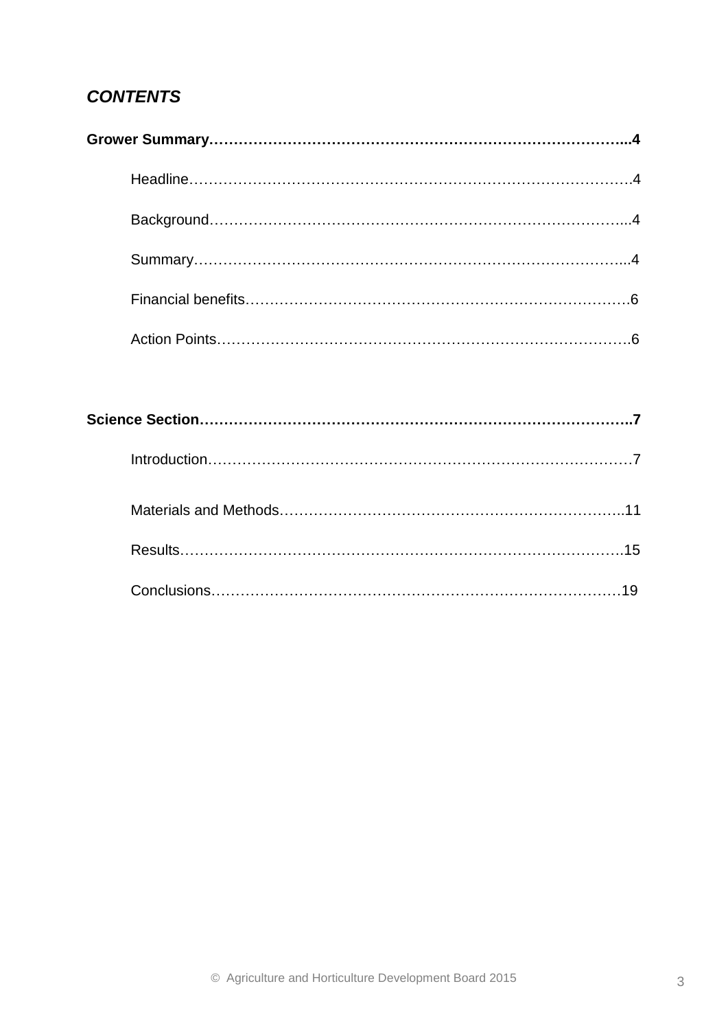***CONTENTS***

**Grower Summary……………………………………………………………………………...4**

Headline……………………………………………………………………………….4

Background…………………………………………………………………………...4

Summary……………………………………………………………………………...4

Financial benefits……………………………………………………………………6

Action Points………………………………………………………………………….6

**Science Section……………………………………………………………………………..7**

Introduction…………………………………………………………………………7

Materials and Methods……………………………………………………………..11

Results……………………………………………………………………………….15

Conclusions…………………………………………………………………………19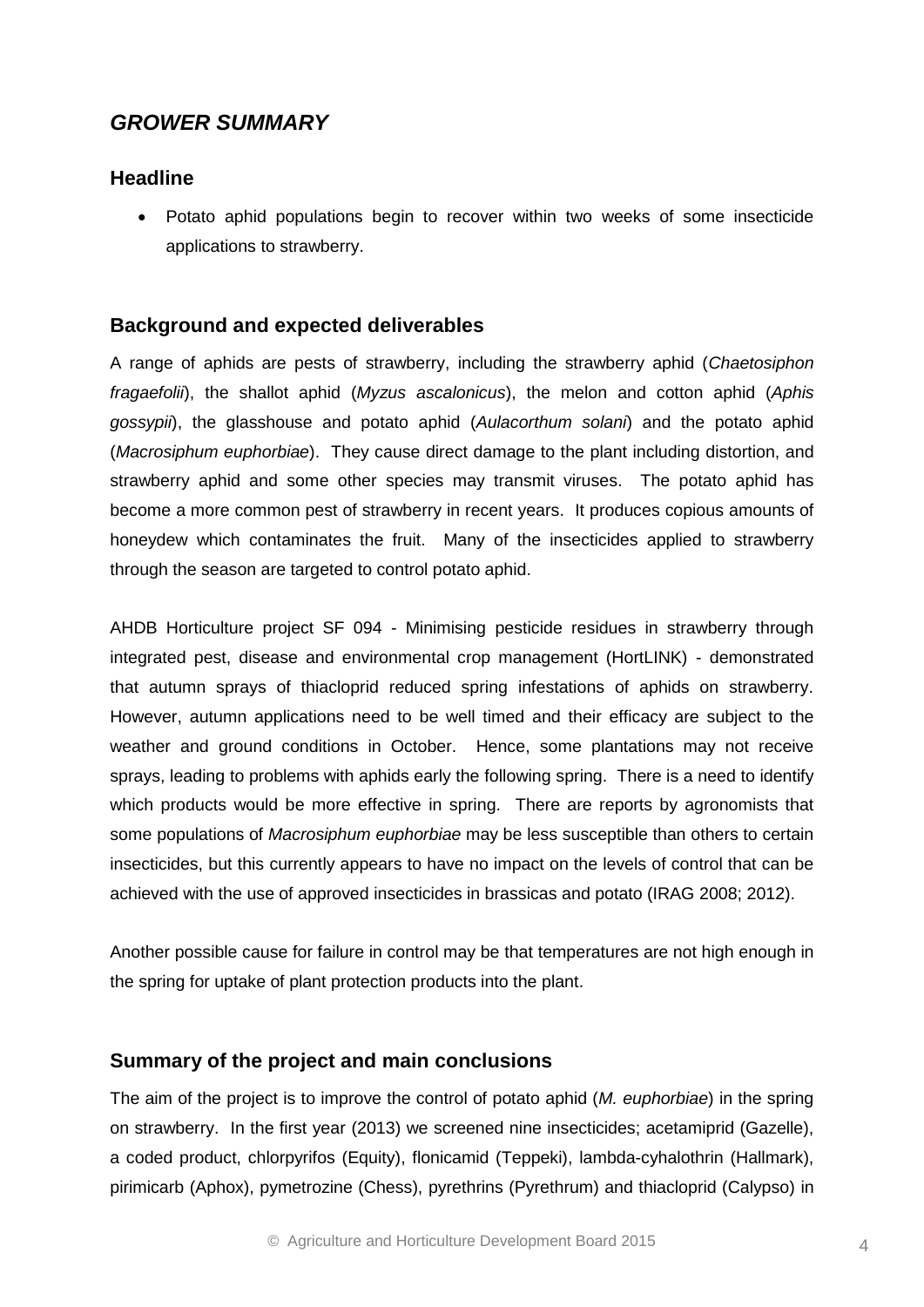## *GROWER SUMMARY*

### Headline

- Potato aphid populations begin to recover within two weeks of some insecticide applications to strawberry.

### Background and expected deliverables

A range of aphids are pests of strawberry, including the strawberry aphid (*Chaetosiphon fragaefolii*), the shallot aphid (*Myzus ascalonicus*), the melon and cotton aphid (*Aphis gossypii*), the glasshouse and potato aphid (*Aulacorthum solani*) and the potato aphid (*Macrosiphum euphorbiae*). They cause direct damage to the plant including distortion, and strawberry aphid and some other species may transmit viruses. The potato aphid has become a more common pest of strawberry in recent years. It produces copious amounts of honeydew which contaminates the fruit. Many of the insecticides applied to strawberry through the season are targeted to control potato aphid.

AHDB Horticulture project SF 094 - Minimising pesticide residues in strawberry through integrated pest, disease and environmental crop management (HortLINK) - demonstrated that autumn sprays of thiacloprid reduced spring infestations of aphids on strawberry. However, autumn applications need to be well timed and their efficacy are subject to the weather and ground conditions in October. Hence, some plantations may not receive sprays, leading to problems with aphids early the following spring. There is a need to identify which products would be more effective in spring. There are reports by agronomists that some populations of *Macrosiphum euphorbiae* may be less susceptible than others to certain insecticides, but this currently appears to have no impact on the levels of control that can be achieved with the use of approved insecticides in brassicas and potato (IRAG 2008; 2012).

Another possible cause for failure in control may be that temperatures are not high enough in the spring for uptake of plant protection products into the plant.

### Summary of the project and main conclusions

The aim of the project is to improve the control of potato aphid (*M. euphorbiae*) in the spring on strawberry. In the first year (2013) we screened nine insecticides; acetamiprid (Gazelle), a coded product, chlorpyrifos (Equity), flonicamid (Teppeki), lambda-cyhalothrin (Hallmark), pirimicarb (Aphox), pymetrozine (Chess), pyrethrins (Pyrethrum) and thiacloprid (Calypso) in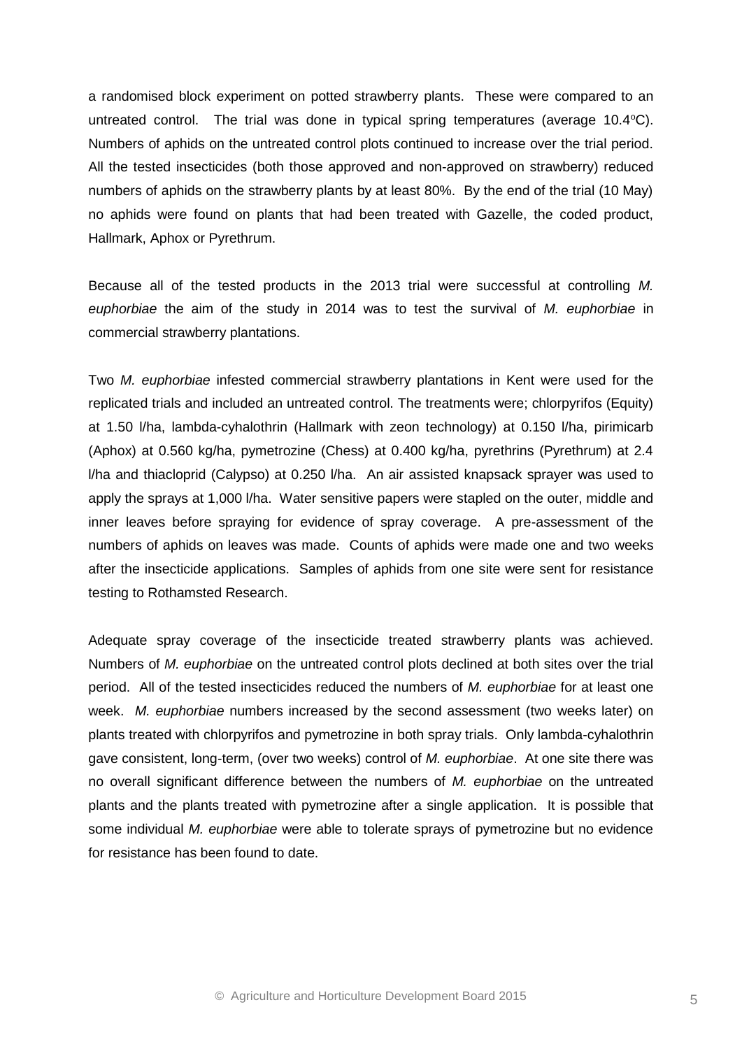a randomised block experiment on potted strawberry plants. These were compared to an untreated control. The trial was done in typical spring temperatures (average 10.4°C). Numbers of aphids on the untreated control plots continued to increase over the trial period. All the tested insecticides (both those approved and non-approved on strawberry) reduced numbers of aphids on the strawberry plants by at least 80%. By the end of the trial (10 May) no aphids were found on plants that had been treated with Gazelle, the coded product, Hallmark, Aphox or Pyrethrum.

Because all of the tested products in the 2013 trial were successful at controlling *M. euphorbiae* the aim of the study in 2014 was to test the survival of *M. euphorbiae* in commercial strawberry plantations.

Two *M. euphorbiae* infested commercial strawberry plantations in Kent were used for the replicated trials and included an untreated control. The treatments were; chlorpyrifos (Equity) at 1.50 l/ha, lambda-cyhalothrin (Hallmark with zeon technology) at 0.150 l/ha, pirimicarb (Aphox) at 0.560 kg/ha, pymetrozine (Chess) at 0.400 kg/ha, pyrethrins (Pyrethrum) at 2.4 l/ha and thiacloprid (Calypso) at 0.250 l/ha. An air assisted knapsack sprayer was used to apply the sprays at 1,000 l/ha. Water sensitive papers were stapled on the outer, middle and inner leaves before spraying for evidence of spray coverage. A pre-assessment of the numbers of aphids on leaves was made. Counts of aphids were made one and two weeks after the insecticide applications. Samples of aphids from one site were sent for resistance testing to Rothamsted Research.

Adequate spray coverage of the insecticide treated strawberry plants was achieved. Numbers of *M. euphorbiae* on the untreated control plots declined at both sites over the trial period. All of the tested insecticides reduced the numbers of *M. euphorbiae* for at least one week. *M. euphorbiae* numbers increased by the second assessment (two weeks later) on plants treated with chlorpyrifos and pymetrozine in both spray trials. Only lambda-cyhalothrin gave consistent, long-term, (over two weeks) control of *M. euphorbiae*. At one site there was no overall significant difference between the numbers of *M. euphorbiae* on the untreated plants and the plants treated with pymetrozine after a single application. It is possible that some individual *M. euphorbiae* were able to tolerate sprays of pymetrozine but no evidence for resistance has been found to date.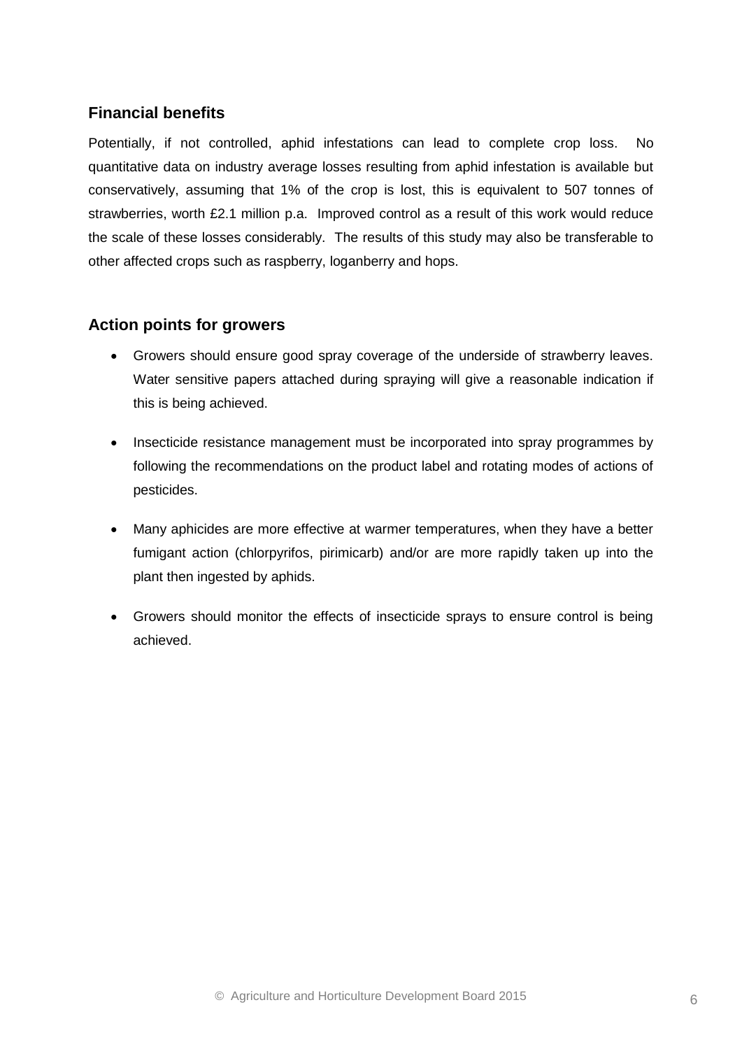## Financial benefits

Potentially, if not controlled, aphid infestations can lead to complete crop loss. No quantitative data on industry average losses resulting from aphid infestation is available but conservatively, assuming that 1% of the crop is lost, this is equivalent to 507 tonnes of strawberries, worth £2.1 million p.a. Improved control as a result of this work would reduce the scale of these losses considerably. The results of this study may also be transferable to other affected crops such as raspberry, loganberry and hops.

## Action points for growers

- Growers should ensure good spray coverage of the underside of strawberry leaves. Water sensitive papers attached during spraying will give a reasonable indication if this is being achieved.
- Insecticide resistance management must be incorporated into spray programmes by following the recommendations on the product label and rotating modes of actions of pesticides.
- Many aphicides are more effective at warmer temperatures, when they have a better fumigant action (chlorpyrifos, pirimicarb) and/or are more rapidly taken up into the plant then ingested by aphids.
- Growers should monitor the effects of insecticide sprays to ensure control is being achieved.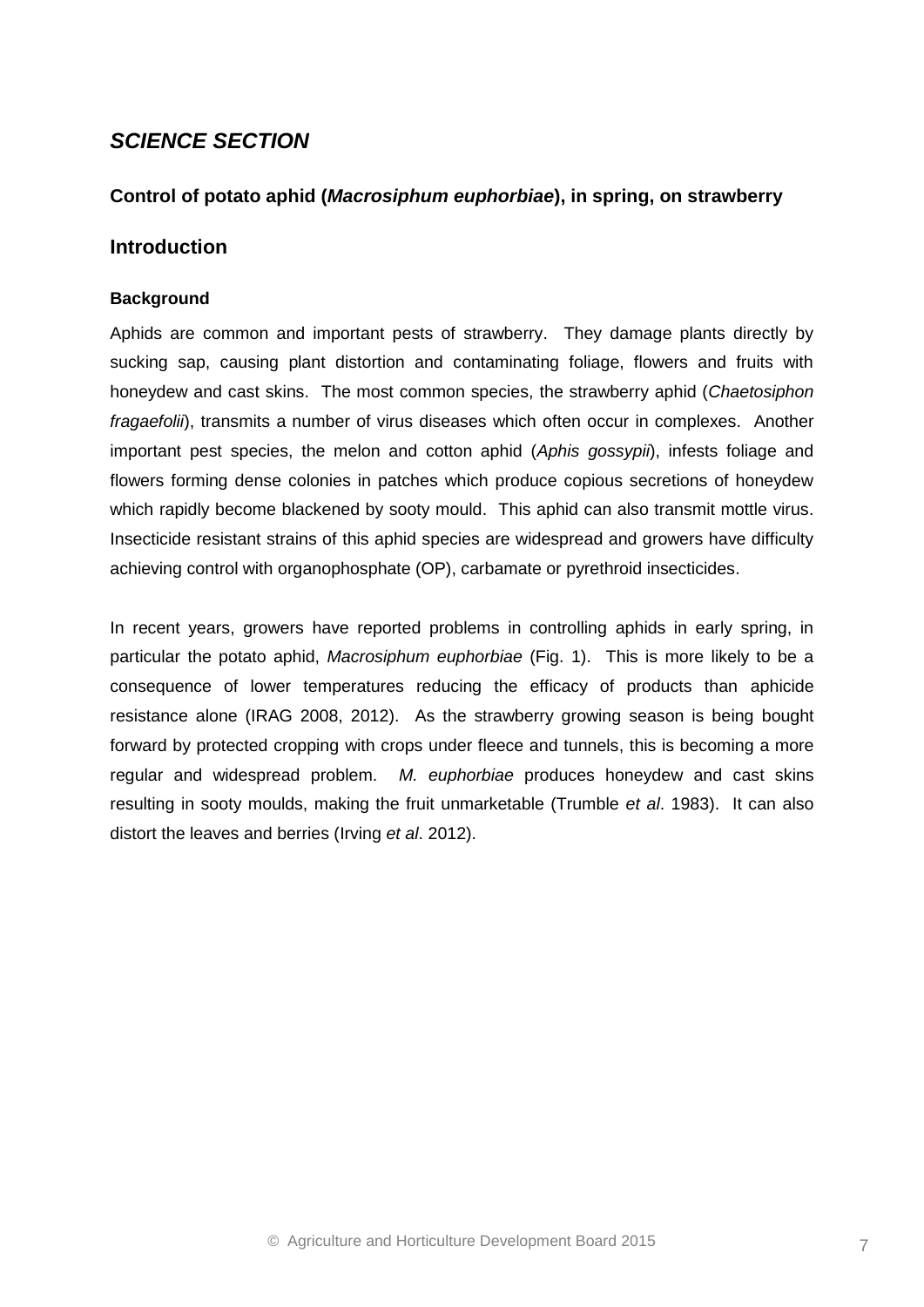## *SCIENCE SECTION*

### Control of potato aphid (*Macrosiphum euphorbiae*), in spring, on strawberry

### Introduction

#### Background

Aphids are common and important pests of strawberry. They damage plants directly by sucking sap, causing plant distortion and contaminating foliage, flowers and fruits with honeydew and cast skins. The most common species, the strawberry aphid (*Chaetosiphon fragaefolii*), transmits a number of virus diseases which often occur in complexes. Another important pest species, the melon and cotton aphid (*Aphis gossypii*), infests foliage and flowers forming dense colonies in patches which produce copious secretions of honeydew which rapidly become blackened by sooty mould. This aphid can also transmit mottle virus. Insecticide resistant strains of this aphid species are widespread and growers have difficulty achieving control with organophosphate (OP), carbamate or pyrethroid insecticides.

In recent years, growers have reported problems in controlling aphids in early spring, in particular the potato aphid, *Macrosiphum euphorbiae* (Fig. 1). This is more likely to be a consequence of lower temperatures reducing the efficacy of products than aphicide resistance alone (IRAG 2008, 2012). As the strawberry growing season is being bought forward by protected cropping with crops under fleece and tunnels, this is becoming a more regular and widespread problem. *M. euphorbiae* produces honeydew and cast skins resulting in sooty moulds, making the fruit unmarketable (Trumble *et al*. 1983). It can also distort the leaves and berries (Irving *et al*. 2012).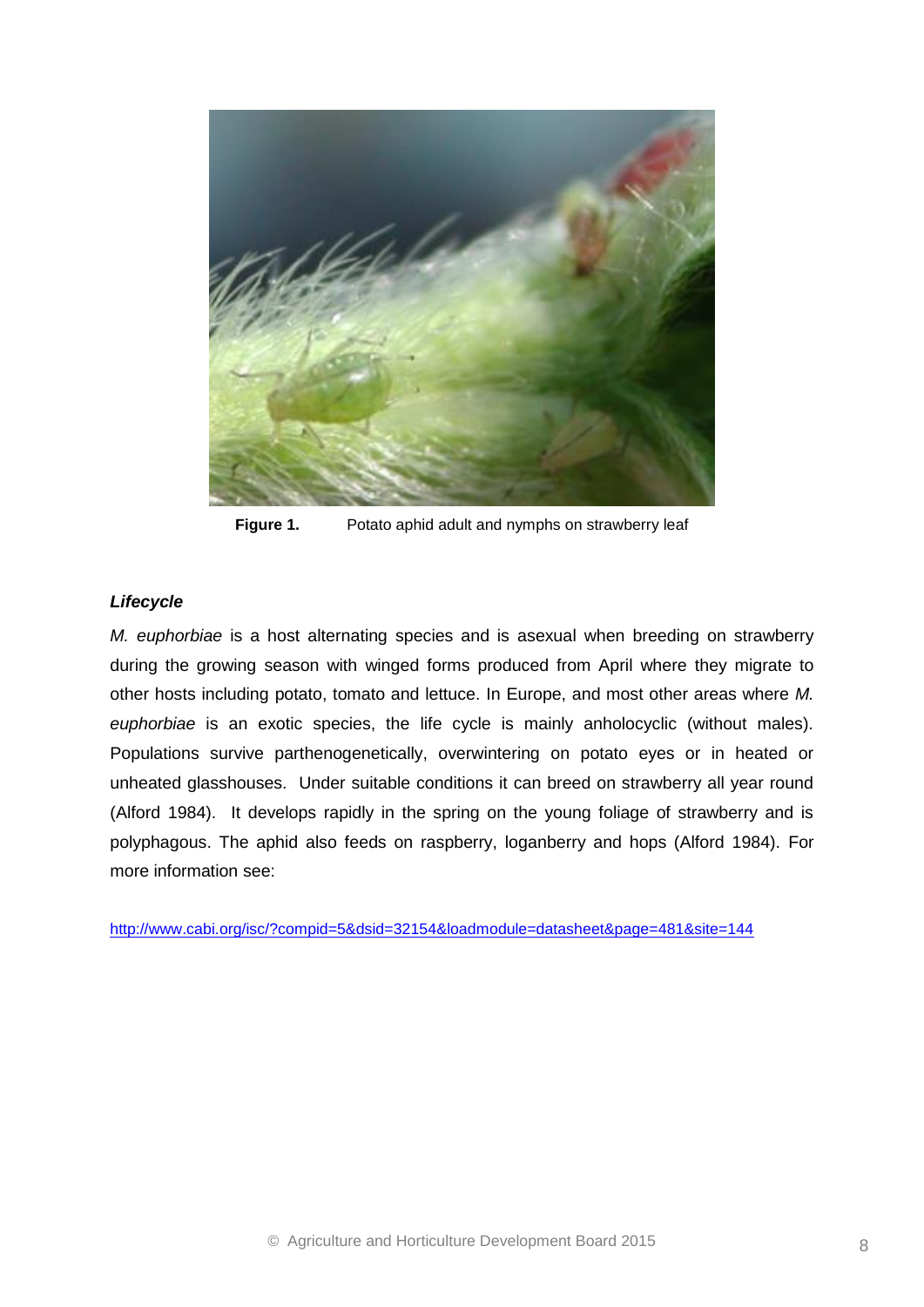**Figure 1.** Potato aphid adult and nymphs on strawberry leaf

***Lifecycle***

*M. euphorbiae* is a host alternating species and is asexual when breeding on strawberry during the growing season with winged forms produced from April where they migrate to other hosts including potato, tomato and lettuce. In Europe, and most other areas where *M. euphorbiae* is an exotic species, the life cycle is mainly anholocyclic (without males). Populations survive parthenogenetically, overwintering on potato eyes or in heated or unheated glasshouses. Under suitable conditions it can breed on strawberry all year round (Alford 1984). It develops rapidly in the spring on the young foliage of strawberry and is polyphagous. The aphid also feeds on raspberry, loganberry and hops (Alford 1984). For more information see:

http://www.cabi.org/isc/?compid=5&dsid=32154&loadmodule=datasheet&page=481&site=144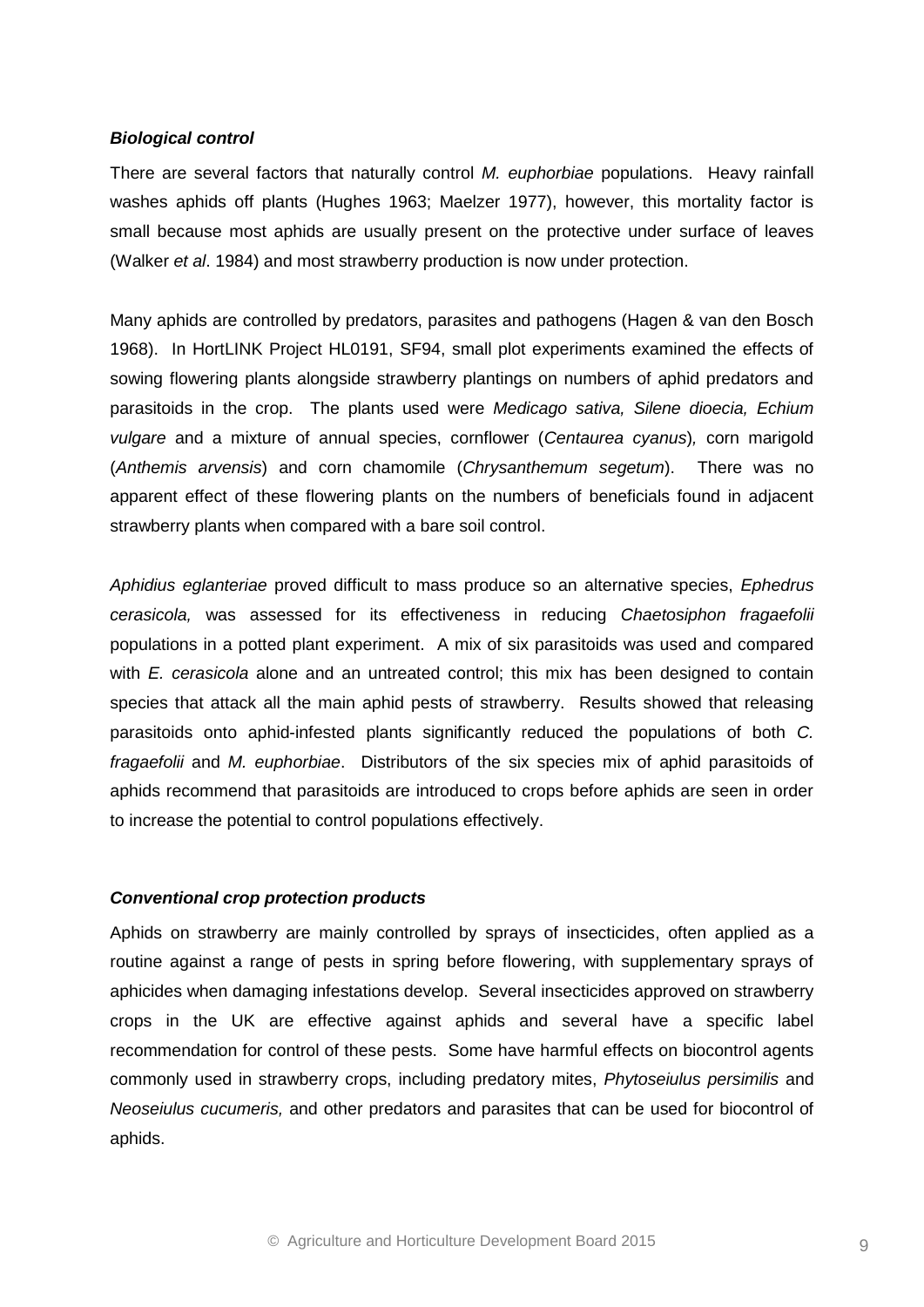***Biological control***

There are several factors that naturally control *M. euphorbiae* populations. Heavy rainfall washes aphids off plants (Hughes 1963; Maelzer 1977), however, this mortality factor is small because most aphids are usually present on the protective under surface of leaves (Walker *et al*. 1984) and most strawberry production is now under protection.

Many aphids are controlled by predators, parasites and pathogens (Hagen & van den Bosch 1968). In HortLINK Project HL0191, SF94, small plot experiments examined the effects of sowing flowering plants alongside strawberry plantings on numbers of aphid predators and parasitoids in the crop. The plants used were *Medicago sativa, Silene dioecia, Echium vulgare* and a mixture of annual species, cornflower (*Centaurea cyanus*), corn marigold (*Anthemis arvensis*) and corn chamomile (*Chrysanthemum segetum*). There was no apparent effect of these flowering plants on the numbers of beneficials found in adjacent strawberry plants when compared with a bare soil control.

*Aphidius eglanteriae* proved difficult to mass produce so an alternative species, *Ephedrus cerasicola,* was assessed for its effectiveness in reducing *Chaetosiphon fragaefolii* populations in a potted plant experiment. A mix of six parasitoids was used and compared with *E. cerasicola* alone and an untreated control; this mix has been designed to contain species that attack all the main aphid pests of strawberry. Results showed that releasing parasitoids onto aphid-infested plants significantly reduced the populations of both *C. fragaefolii* and *M. euphorbiae*. Distributors of the six species mix of aphid parasitoids of aphids recommend that parasitoids are introduced to crops before aphids are seen in order to increase the potential to control populations effectively.

***Conventional crop protection products***

Aphids on strawberry are mainly controlled by sprays of insecticides, often applied as a routine against a range of pests in spring before flowering, with supplementary sprays of aphicides when damaging infestations develop. Several insecticides approved on strawberry crops in the UK are effective against aphids and several have a specific label recommendation for control of these pests. Some have harmful effects on biocontrol agents commonly used in strawberry crops, including predatory mites, *Phytoseiulus persimilis* and *Neoseiulus cucumeris,* and other predators and parasites that can be used for biocontrol of aphids.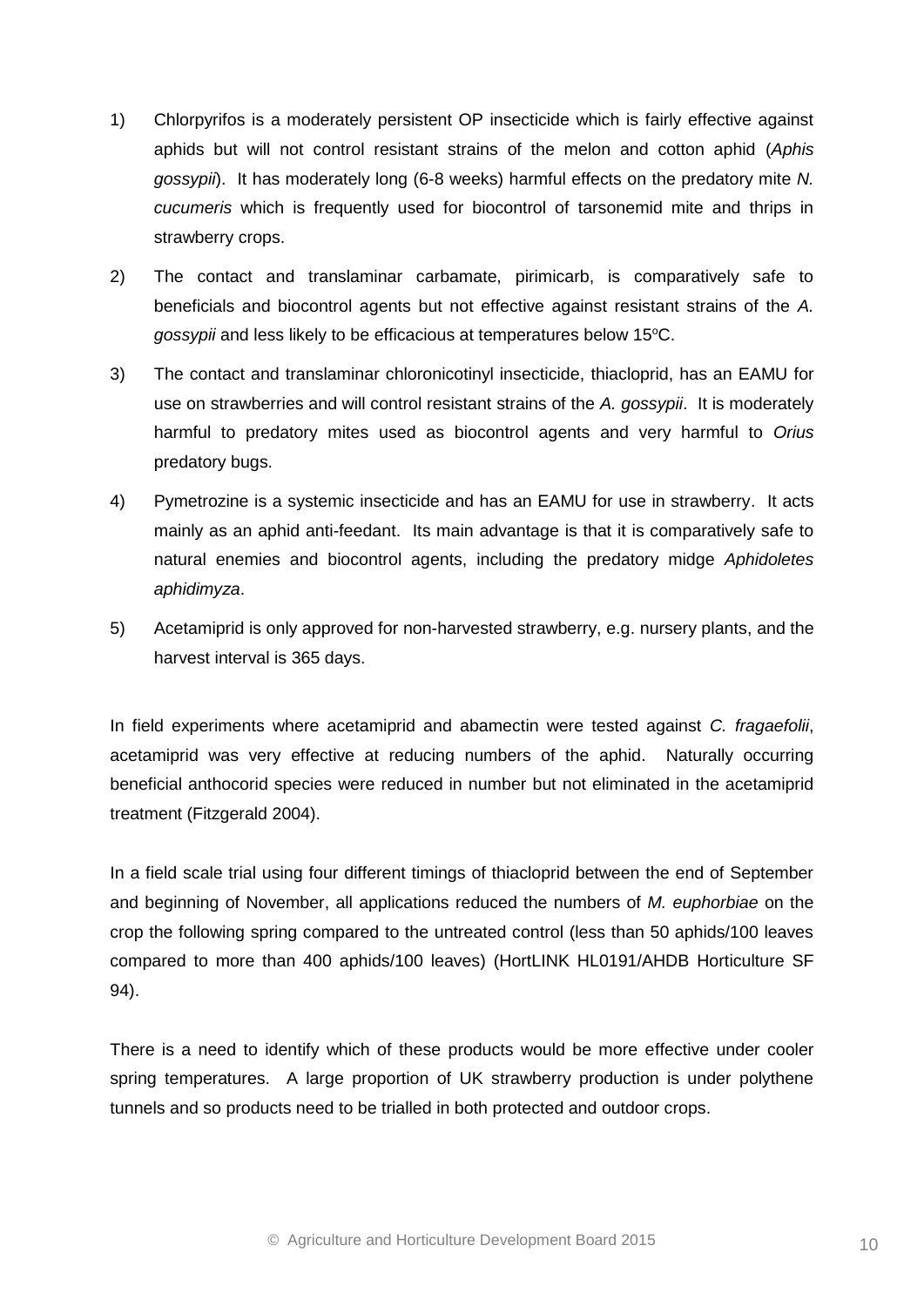1) Chlorpyrifos is a moderately persistent OP insecticide which is fairly effective against aphids but will not control resistant strains of the melon and cotton aphid (*Aphis gossypii*). It has moderately long (6-8 weeks) harmful effects on the predatory mite *N. cucumeris* which is frequently used for biocontrol of tarsonemid mite and thrips in strawberry crops.

2) The contact and translaminar carbamate, pirimicarb, is comparatively safe to beneficials and biocontrol agents but not effective against resistant strains of the *A. gossypii* and less likely to be efficacious at temperatures below 15°C.

3) The contact and translaminar chloronicotinyl insecticide, thiacloprid, has an EAMU for use on strawberries and will control resistant strains of the *A. gossypii*. It is moderately harmful to predatory mites used as biocontrol agents and very harmful to *Orius* predatory bugs.

4) Pymetrozine is a systemic insecticide and has an EAMU for use in strawberry. It acts mainly as an aphid anti-feedant. Its main advantage is that it is comparatively safe to natural enemies and biocontrol agents, including the predatory midge *Aphidoletes aphidimyza*.

5) Acetamiprid is only approved for non-harvested strawberry, e.g. nursery plants, and the harvest interval is 365 days.

In field experiments where acetamiprid and abamectin were tested against *C. fragaefolii*, acetamiprid was very effective at reducing numbers of the aphid. Naturally occurring beneficial anthocorid species were reduced in number but not eliminated in the acetamiprid treatment (Fitzgerald 2004).

In a field scale trial using four different timings of thiacloprid between the end of September and beginning of November, all applications reduced the numbers of *M. euphorbiae* on the crop the following spring compared to the untreated control (less than 50 aphids/100 leaves compared to more than 400 aphids/100 leaves) (HortLINK HL0191/AHDB Horticulture SF 94).

There is a need to identify which of these products would be more effective under cooler spring temperatures. A large proportion of UK strawberry production is under polythene tunnels and so products need to be trialled in both protected and outdoor crops.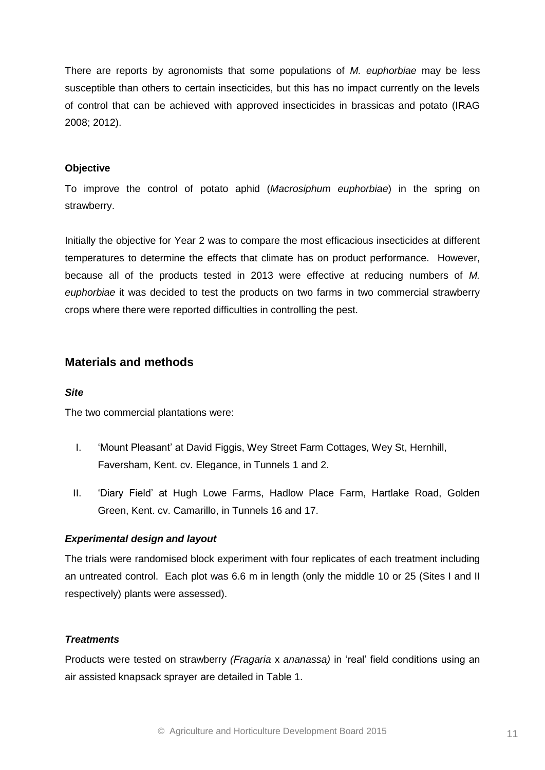There are reports by agronomists that some populations of *M. euphorbiae* may be less susceptible than others to certain insecticides, but this has no impact currently on the levels of control that can be achieved with approved insecticides in brassicas and potato (IRAG 2008; 2012).

**Objective**

To improve the control of potato aphid (*Macrosiphum euphorbiae*) in the spring on strawberry.

Initially the objective for Year 2 was to compare the most efficacious insecticides at different temperatures to determine the effects that climate has on product performance. However, because all of the products tested in 2013 were effective at reducing numbers of *M. euphorbiae* it was decided to test the products on two farms in two commercial strawberry crops where there were reported difficulties in controlling the pest.

## Materials and methods

### *Site*

The two commercial plantations were:

I. 'Mount Pleasant' at David Figgis, Wey Street Farm Cottages, Wey St, Hernhill, Faversham, Kent. cv. Elegance, in Tunnels 1 and 2.

II. 'Diary Field' at Hugh Lowe Farms, Hadlow Place Farm, Hartlake Road, Golden Green, Kent. cv. Camarillo, in Tunnels 16 and 17.

### *Experimental design and layout*

The trials were randomised block experiment with four replicates of each treatment including an untreated control. Each plot was 6.6 m in length (only the middle 10 or 25 (Sites I and II respectively) plants were assessed).

### *Treatments*

Products were tested on strawberry *(Fragaria* x *ananassa)* in 'real' field conditions using an air assisted knapsack sprayer are detailed in Table 1.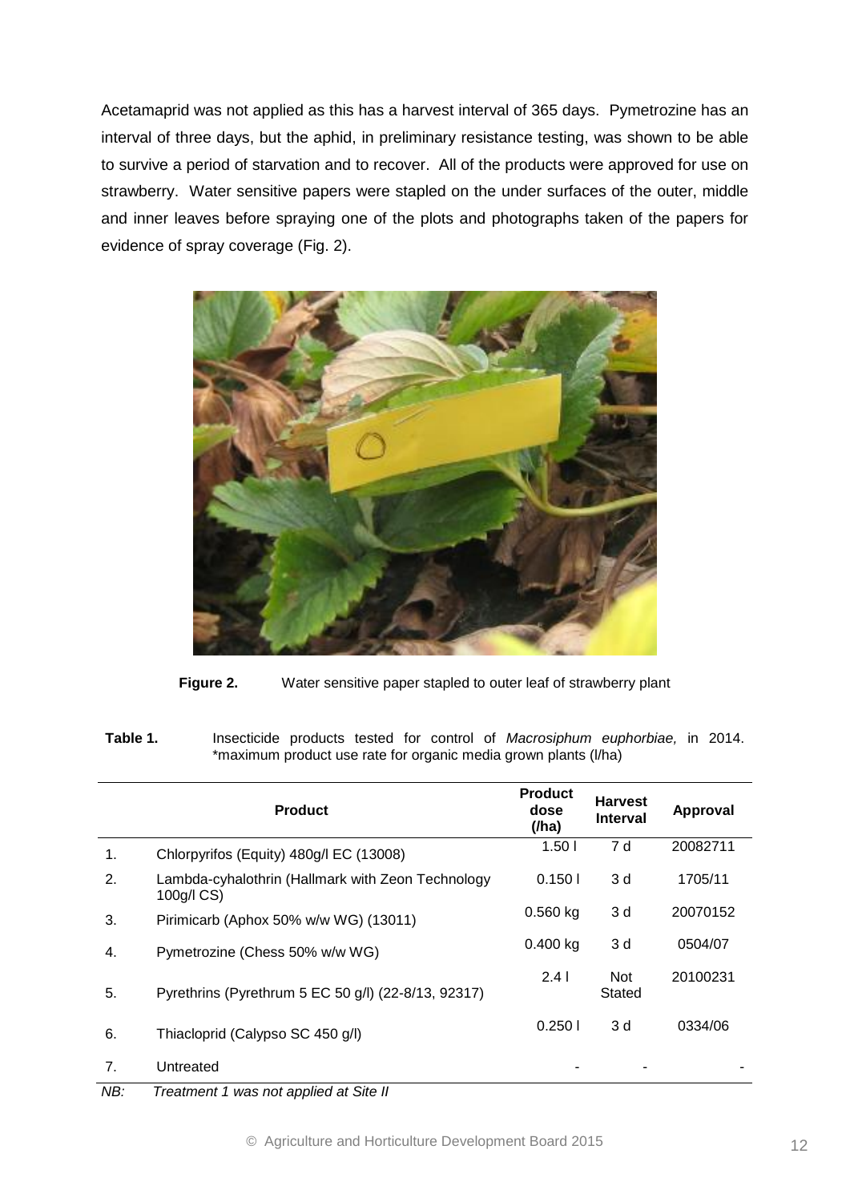Acetamaprid was not applied as this has a harvest interval of 365 days. Pymetrozine has an interval of three days, but the aphid, in preliminary resistance testing, was shown to be able to survive a period of starvation and to recover. All of the products were approved for use on strawberry. Water sensitive papers were stapled on the under surfaces of the outer, middle and inner leaves before spraying one of the plots and photographs taken of the papers for evidence of spray coverage (Fig. 2).

**Figure 2.** Water sensitive paper stapled to outer leaf of strawberry plant

**Table 1.** Insecticide products tested for control of *Macrosiphum euphorbiae,* in 2014. *maximum product use rate for organic media grown plants (l/ha)

| | Product | Product dose (/ha) | Harvest Interval | Approval |
|---|---|---|---|---|
| 1. | Chlorpyrifos (Equity) 480g/l EC (13008) | 1.50 l | 7 d | 20082711 |
| 2. | Lambda-cyhalothrin (Hallmark with Zeon Technology 100g/l CS) | 0.150 l | 3 d | 1705/11 |
| 3. | Pirimicarb (Aphox 50% w/w WG) (13011) | 0.560 kg | 3 d | 20070152 |
| 4. | Pymetrozine (Chess 50% w/w WG) | 0.400 kg | 3 d | 0504/07 |
| 5. | Pyrethrins (Pyrethrum 5 EC 50 g/l) (22-8/13, 92317) | 2.4 l | Not Stated | 20100231 |
| 6. | Thiacloprid (Calypso SC 450 g/l) | 0.250 l | 3 d | 0334/06 |
| 7. | Untreated | - | - | - |

*NB: Treatment 1 was not applied at Site II*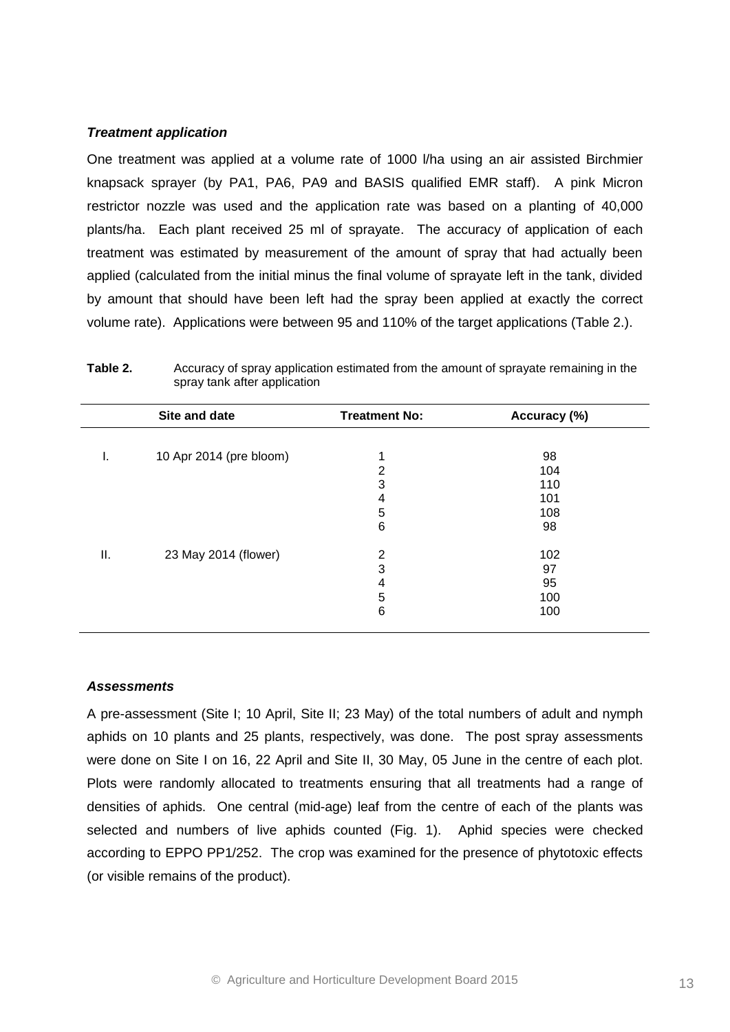***Treatment application***

One treatment was applied at a volume rate of 1000 l/ha using an air assisted Birchmier knapsack sprayer (by PA1, PA6, PA9 and BASIS qualified EMR staff). A pink Micron restrictor nozzle was used and the application rate was based on a planting of 40,000 plants/ha. Each plant received 25 ml of sprayate. The accuracy of application of each treatment was estimated by measurement of the amount of spray that had actually been applied (calculated from the initial minus the final volume of sprayate left in the tank, divided by amount that should have been left had the spray been applied at exactly the correct volume rate). Applications were between 95 and 110% of the target applications (Table 2.).

**Table 2.** Accuracy of spray application estimated from the amount of sprayate remaining in the spray tank after application

| | Site and date | Treatment No: | Accuracy (%) |
|---|---|---|---|
| I. | 10 Apr 2014 (pre bloom) | 1 | 98 |
| | | 2 | 104 |
| | | 3 | 110 |
| | | 4 | 101 |
| | | 5 | 108 |
| | | 6 | 98 |
| II. | 23 May 2014 (flower) | 2 | 102 |
| | | 3 | 97 |
| | | 4 | 95 |
| | | 5 | 100 |
| | | 6 | 100 |

***Assessments***

A pre-assessment (Site I; 10 April, Site II; 23 May) of the total numbers of adult and nymph aphids on 10 plants and 25 plants, respectively, was done. The post spray assessments were done on Site I on 16, 22 April and Site II, 30 May, 05 June in the centre of each plot. Plots were randomly allocated to treatments ensuring that all treatments had a range of densities of aphids. One central (mid-age) leaf from the centre of each of the plants was selected and numbers of live aphids counted (Fig. 1). Aphid species were checked according to EPPO PP1/252. The crop was examined for the presence of phytotoxic effects (or visible remains of the product).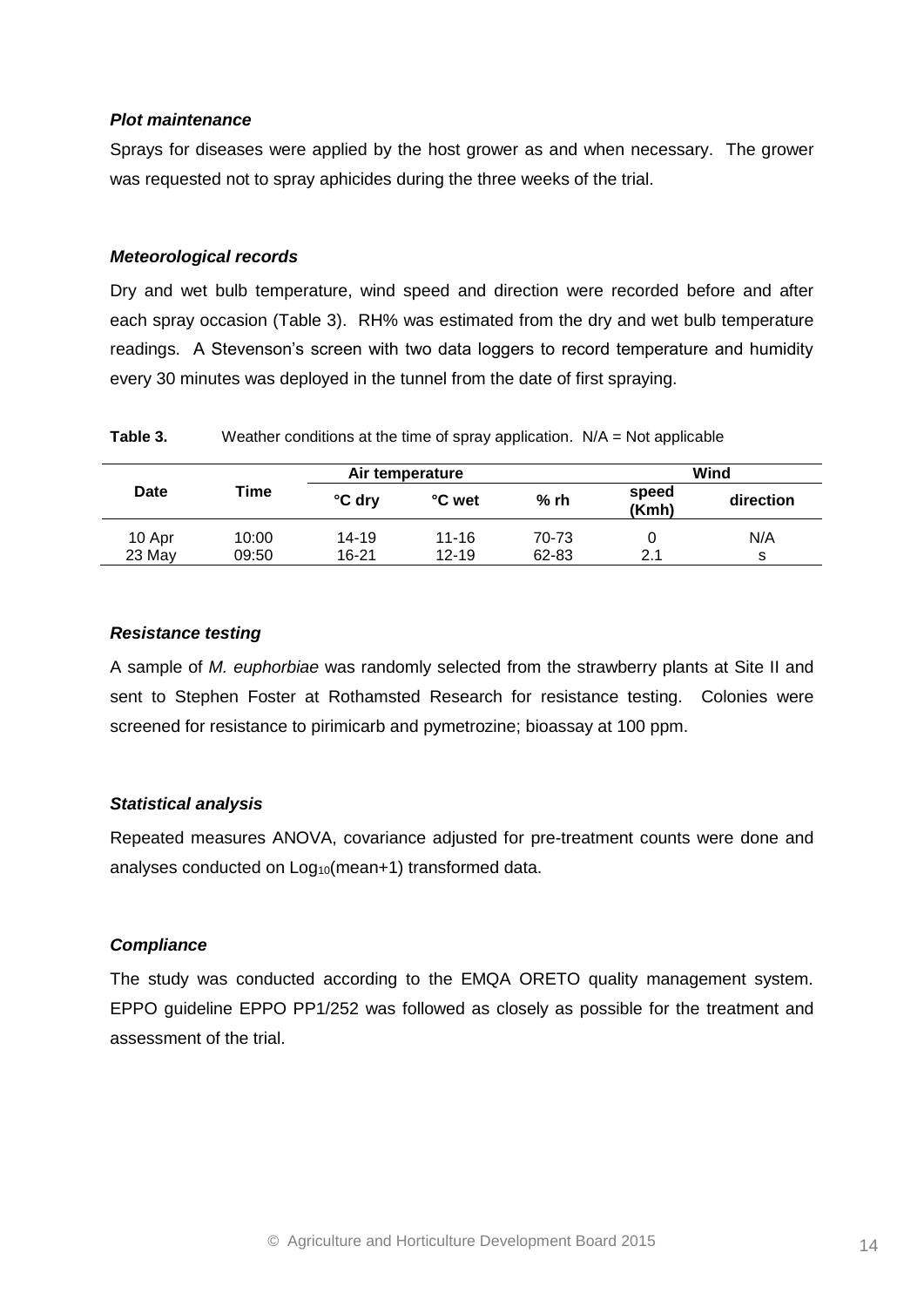### *Plot maintenance*

Sprays for diseases were applied by the host grower as and when necessary. The grower was requested not to spray aphicides during the three weeks of the trial.

### *Meteorological records*

Dry and wet bulb temperature, wind speed and direction were recorded before and after each spray occasion (Table 3). RH% was estimated from the dry and wet bulb temperature readings. A Stevenson's screen with two data loggers to record temperature and humidity every 30 minutes was deployed in the tunnel from the date of first spraying.

**Table 3.** Weather conditions at the time of spray application. N/A = Not applicable

| Date | Time | Air temperature | | % rh | Wind | |
|---|---|---|---|---|---|---|
| | | °C dry | °C wet | | speed (Kmh) | direction |
| 10 Apr | 10:00 | 14-19 | 11-16 | 70-73 | 0 | N/A |
| 23 May | 09:50 | 16-21 | 12-19 | 62-83 | 2.1 | s |

### *Resistance testing*

A sample of *M. euphorbiae* was randomly selected from the strawberry plants at Site II and sent to Stephen Foster at Rothamsted Research for resistance testing. Colonies were screened for resistance to pirimicarb and pymetrozine; bioassay at 100 ppm.

### *Statistical analysis*

Repeated measures ANOVA, covariance adjusted for pre-treatment counts were done and analyses conducted on $Log_{10}$(mean+1) transformed data.

### *Compliance*

The study was conducted according to the EMQA ORETO quality management system. EPPO guideline EPPO PP1/252 was followed as closely as possible for the treatment and assessment of the trial.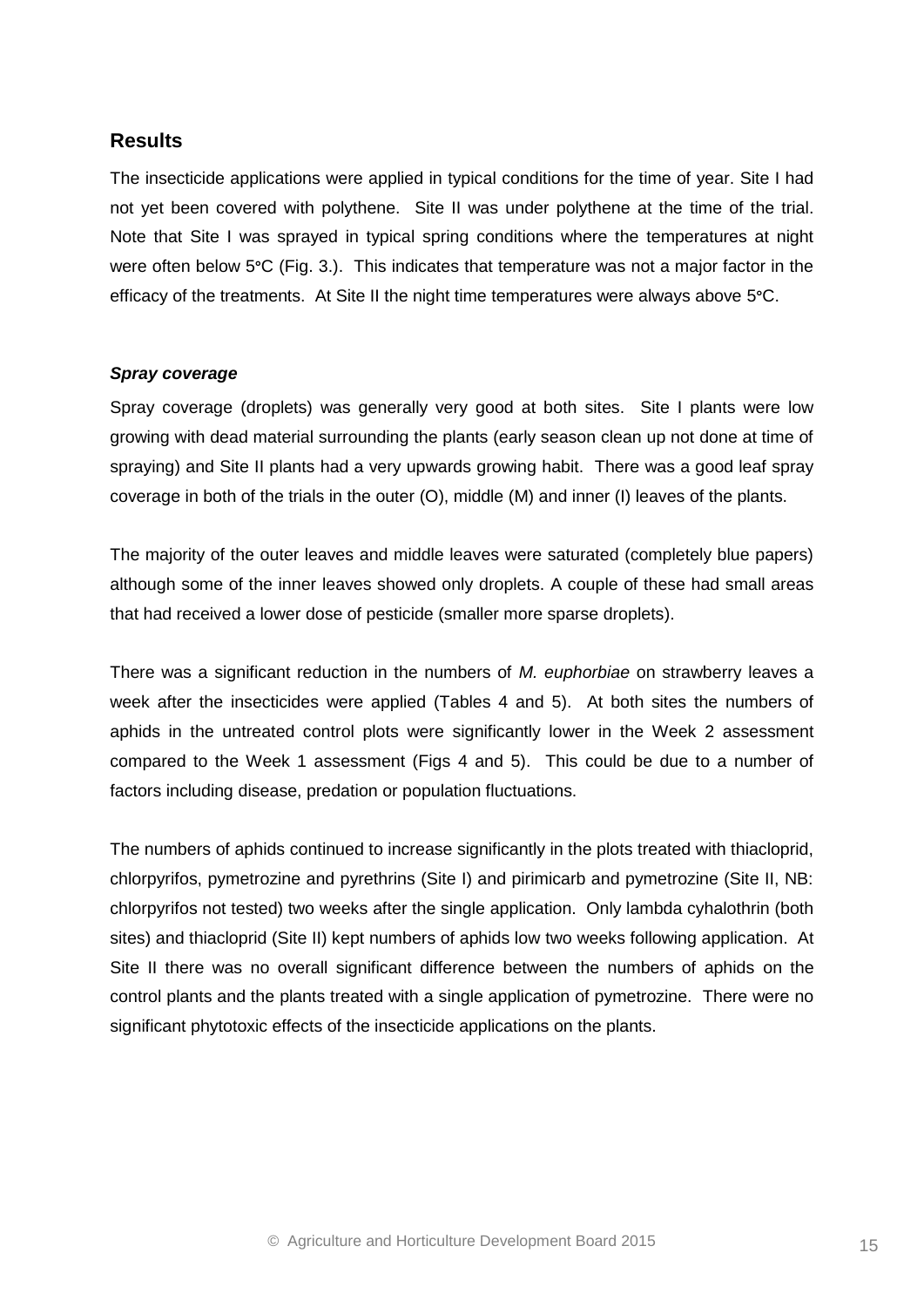## Results

The insecticide applications were applied in typical conditions for the time of year. Site I had not yet been covered with polythene. Site II was under polythene at the time of the trial. Note that Site I was sprayed in typical spring conditions where the temperatures at night were often below 5°C (Fig. 3.). This indicates that temperature was not a major factor in the efficacy of the treatments. At Site II the night time temperatures were always above 5°C.

### *Spray coverage*

Spray coverage (droplets) was generally very good at both sites. Site I plants were low growing with dead material surrounding the plants (early season clean up not done at time of spraying) and Site II plants had a very upwards growing habit. There was a good leaf spray coverage in both of the trials in the outer (O), middle (M) and inner (I) leaves of the plants.

The majority of the outer leaves and middle leaves were saturated (completely blue papers) although some of the inner leaves showed only droplets. A couple of these had small areas that had received a lower dose of pesticide (smaller more sparse droplets).

There was a significant reduction in the numbers of *M. euphorbiae* on strawberry leaves a week after the insecticides were applied (Tables 4 and 5). At both sites the numbers of aphids in the untreated control plots were significantly lower in the Week 2 assessment compared to the Week 1 assessment (Figs 4 and 5). This could be due to a number of factors including disease, predation or population fluctuations.

The numbers of aphids continued to increase significantly in the plots treated with thiacloprid, chlorpyrifos, pymetrozine and pyrethrins (Site I) and pirimicarb and pymetrozine (Site II, NB: chlorpyrifos not tested) two weeks after the single application. Only lambda cyhalothrin (both sites) and thiacloprid (Site II) kept numbers of aphids low two weeks following application. At Site II there was no overall significant difference between the numbers of aphids on the control plants and the plants treated with a single application of pymetrozine. There were no significant phytotoxic effects of the insecticide applications on the plants.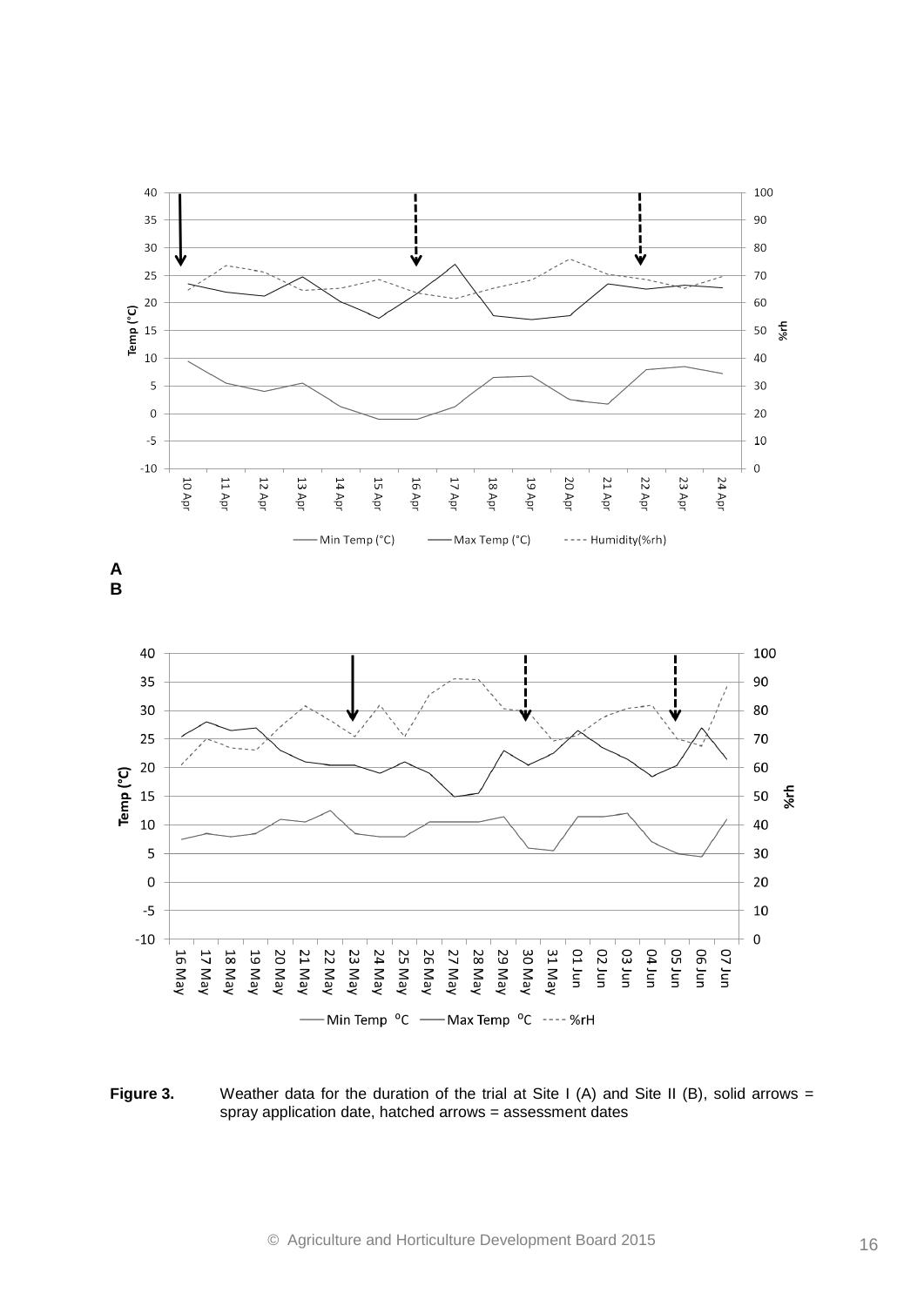**A**

**B**

**Figure 3.** Weather data for the duration of the trial at Site I (A) and Site II (B), solid arrows = spray application date, hatched arrows = assessment dates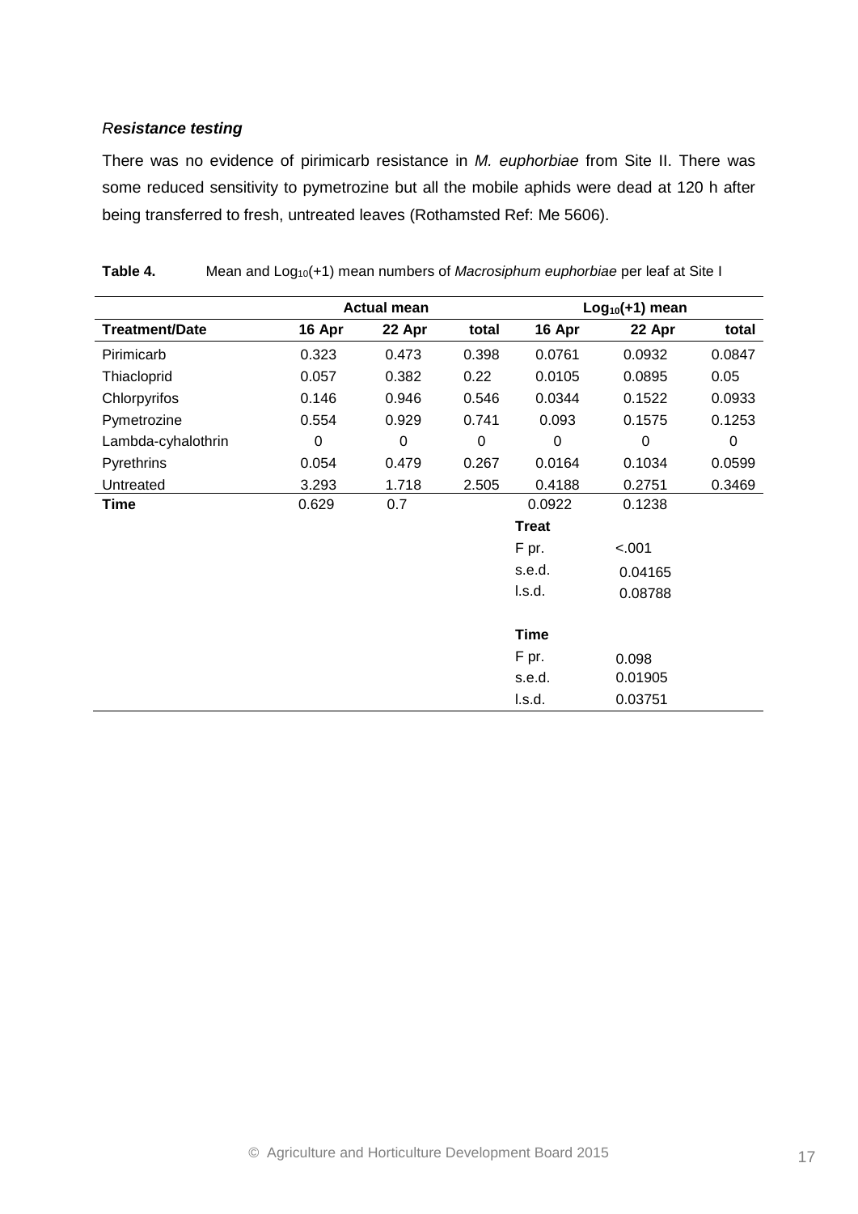*Resistance testing*

There was no evidence of pirimicarb resistance in *M. euphorbiae* from Site II. There was some reduced sensitivity to pymetrozine but all the mobile aphids were dead at 120 h after being transferred to fresh, untreated leaves (Rothamsted Ref: Me 5606).

**Table 4.** Mean and $Log_{10}(+1)$ mean numbers of *Macrosiphum euphorbiae* per leaf at Site I

| | Actual mean | | | $Log_{10}(+1)$ mean | | |
|---|---|---|---|---|---|---|
| **Treatment/Date** | **16 Apr** | **22 Apr** | **total** | **16 Apr** | **22 Apr** | **total** |
| Pirimicarb | 0.323 | 0.473 | 0.398 | 0.0761 | 0.0932 | 0.0847 |
| Thiacloprid | 0.057 | 0.382 | 0.22 | 0.0105 | 0.0895 | 0.05 |
| Chlorpyrifos | 0.146 | 0.946 | 0.546 | 0.0344 | 0.1522 | 0.0933 |
| Pymetrozine | 0.554 | 0.929 | 0.741 | 0.093 | 0.1575 | 0.1253 |
| Lambda-cyhalothrin | 0 | 0 | 0 | 0 | 0 | 0 |
| Pyrethrins | 0.054 | 0.479 | 0.267 | 0.0164 | 0.1034 | 0.0599 |
| Untreated | 3.293 | 1.718 | 2.505 | 0.4188 | 0.2751 | 0.3469 |
| **Time** | 0.629 | 0.7 | | 0.0922 | 0.1238 | |
| | | | | **Treat** | | |
| | | | | F pr. | <.001 | |
| | | | | s.e.d. | 0.04165 | |
| | | | | l.s.d. | 0.08788 | |
| | | | | **Time** | | |
| | | | | F pr. | 0.098 | |
| | | | | s.e.d. | 0.01905 | |
| | | | | l.s.d. | 0.03751 | |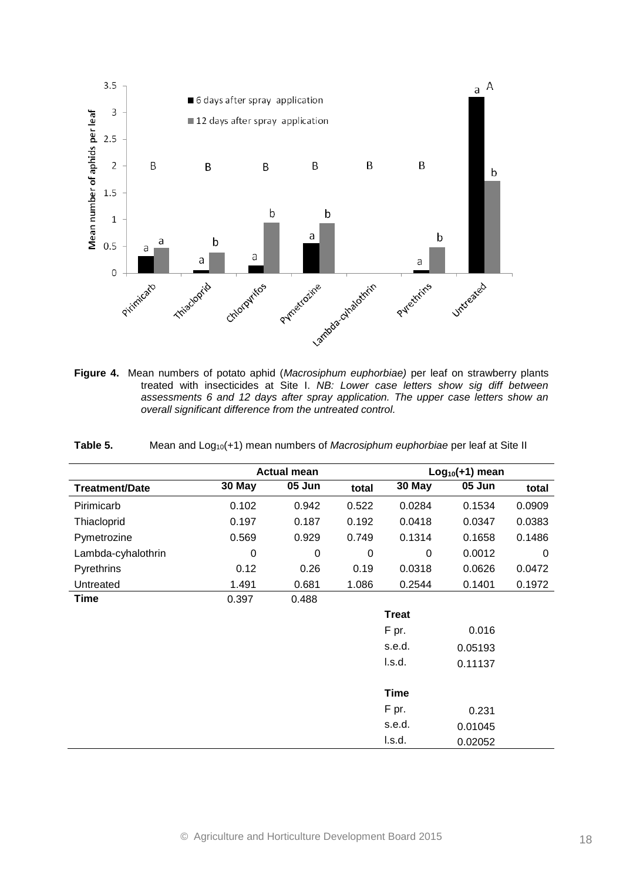**Figure 4.** Mean numbers of potato aphid (*Macrosiphum euphorbiae)* per leaf on strawberry plants treated with insecticides at Site I. *NB: Lower case letters show sig diff between assessments 6 and 12 days after spray application. The upper case letters show an overall significant difference from the untreated control.*

**Table 5.** Mean and $Log_{10}(+1)$ mean numbers of *Macrosiphum euphorbiae* per leaf at Site II

| | Actual mean | | | $Log_{10}(+1)$ mean | | |
|---|---|---|---|---|---|---|
| **Treatment/Date** | **30 May** | **05 Jun** | **total** | **30 May** | **05 Jun** | **total** |
| Pirimicarb | 0.102 | 0.942 | 0.522 | 0.0284 | 0.1534 | 0.0909 |
| Thiacloprid | 0.197 | 0.187 | 0.192 | 0.0418 | 0.0347 | 0.0383 |
| Pymetrozine | 0.569 | 0.929 | 0.749 | 0.1314 | 0.1658 | 0.1486 |
| Lambda-cyhalothrin | 0 | 0 | 0 | 0 | 0.0012 | 0 |
| Pyrethrins | 0.12 | 0.26 | 0.19 | 0.0318 | 0.0626 | 0.0472 |
| Untreated | 1.491 | 0.681 | 1.086 | 0.2544 | 0.1401 | 0.1972 |
| **Time** | 0.397 | 0.488 | | | | |
| | | | | **Treat** | | |
| | | | | F pr. | 0.016 | |
| | | | | s.e.d. | 0.05193 | |
| | | | | l.s.d. | 0.11137 | |
| | | | | **Time** | | |
| | | | | F pr. | 0.231 | |
| | | | | s.e.d. | 0.01045 | |
| | | | | l.s.d. | 0.02052 | |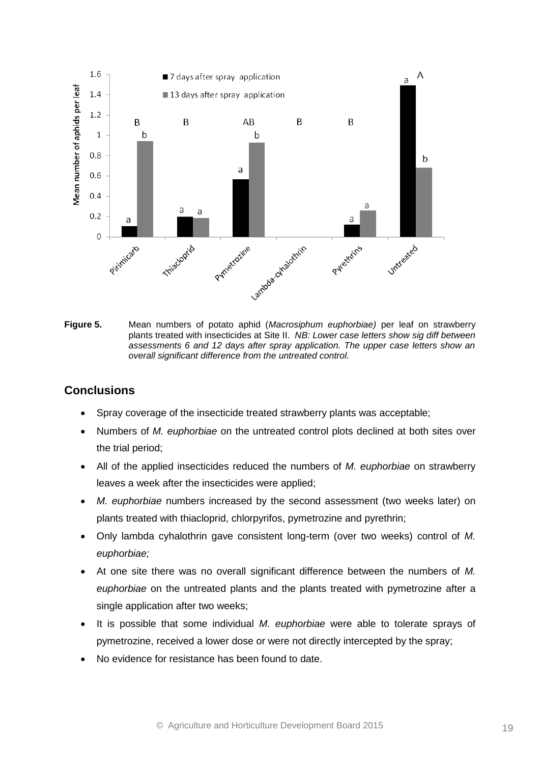**Figure 5.** Mean numbers of potato aphid (*Macrosiphum euphorbiae)* per leaf on strawberry plants treated with insecticides at Site II. *NB: Lower case letters show sig diff between assessments 6 and 12 days after spray application. The upper case letters show an overall significant difference from the untreated control.*

## Conclusions

- Spray coverage of the insecticide treated strawberry plants was acceptable;
- Numbers of *M. euphorbiae* on the untreated control plots declined at both sites over the trial period;
- All of the applied insecticides reduced the numbers of *M. euphorbiae* on strawberry leaves a week after the insecticides were applied;
- *M. euphorbiae* numbers increased by the second assessment (two weeks later) on plants treated with thiacloprid, chlorpyrifos, pymetrozine and pyrethrin;
- Only lambda cyhalothrin gave consistent long-term (over two weeks) control of *M. euphorbiae;*
- At one site there was no overall significant difference between the numbers of *M. euphorbiae* on the untreated plants and the plants treated with pymetrozine after a single application after two weeks;
- It is possible that some individual *M. euphorbiae* were able to tolerate sprays of pymetrozine, received a lower dose or were not directly intercepted by the spray;
- No evidence for resistance has been found to date.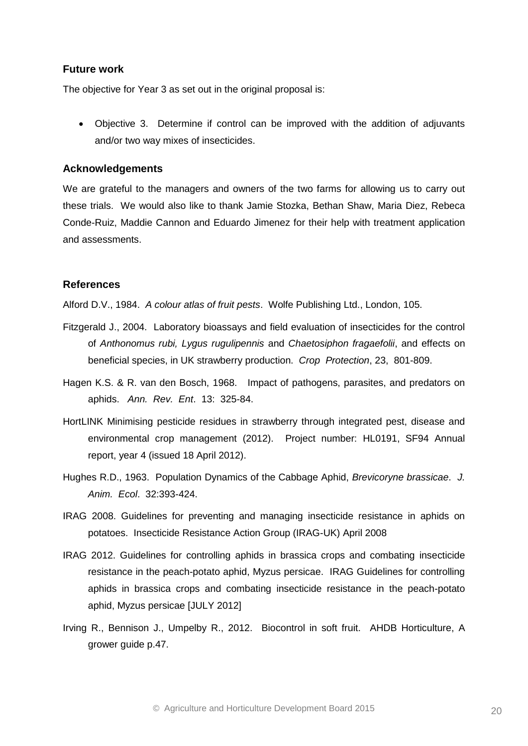## Future work

The objective for Year 3 as set out in the original proposal is:

- Objective 3. Determine if control can be improved with the addition of adjuvants and/or two way mixes of insecticides.

## Acknowledgements

We are grateful to the managers and owners of the two farms for allowing us to carry out these trials. We would also like to thank Jamie Stozka, Bethan Shaw, Maria Diez, Rebeca Conde-Ruiz, Maddie Cannon and Eduardo Jimenez for their help with treatment application and assessments.

## References

Alford D.V., 1984. *A colour atlas of fruit pests*. Wolfe Publishing Ltd., London, 105.

Fitzgerald J., 2004. Laboratory bioassays and field evaluation of insecticides for the control of *Anthonomus rubi, Lygus rugulipennis* and *Chaetosiphon fragaefolii*, and effects on beneficial species, in UK strawberry production. *Crop Protection*, 23, 801-809.

Hagen K.S. & R. van den Bosch, 1968. Impact of pathogens, parasites, and predators on aphids. *Ann. Rev. Ent*. 13: 325-84.

HortLINK Minimising pesticide residues in strawberry through integrated pest, disease and environmental crop management (2012). Project number: HL0191, SF94 Annual report, year 4 (issued 18 April 2012).

Hughes R.D., 1963. Population Dynamics of the Cabbage Aphid, *Brevicoryne brassicae*. *J. Anim. Ecol*. 32:393-424.

IRAG 2008. Guidelines for preventing and managing insecticide resistance in aphids on potatoes. Insecticide Resistance Action Group (IRAG-UK) April 2008

IRAG 2012. Guidelines for controlling aphids in brassica crops and combating insecticide resistance in the peach-potato aphid, Myzus persicae. IRAG Guidelines for controlling aphids in brassica crops and combating insecticide resistance in the peach-potato aphid, Myzus persicae [JULY 2012]

Irving R., Bennison J., Umpelby R., 2012. Biocontrol in soft fruit. AHDB Horticulture, A grower guide p.47.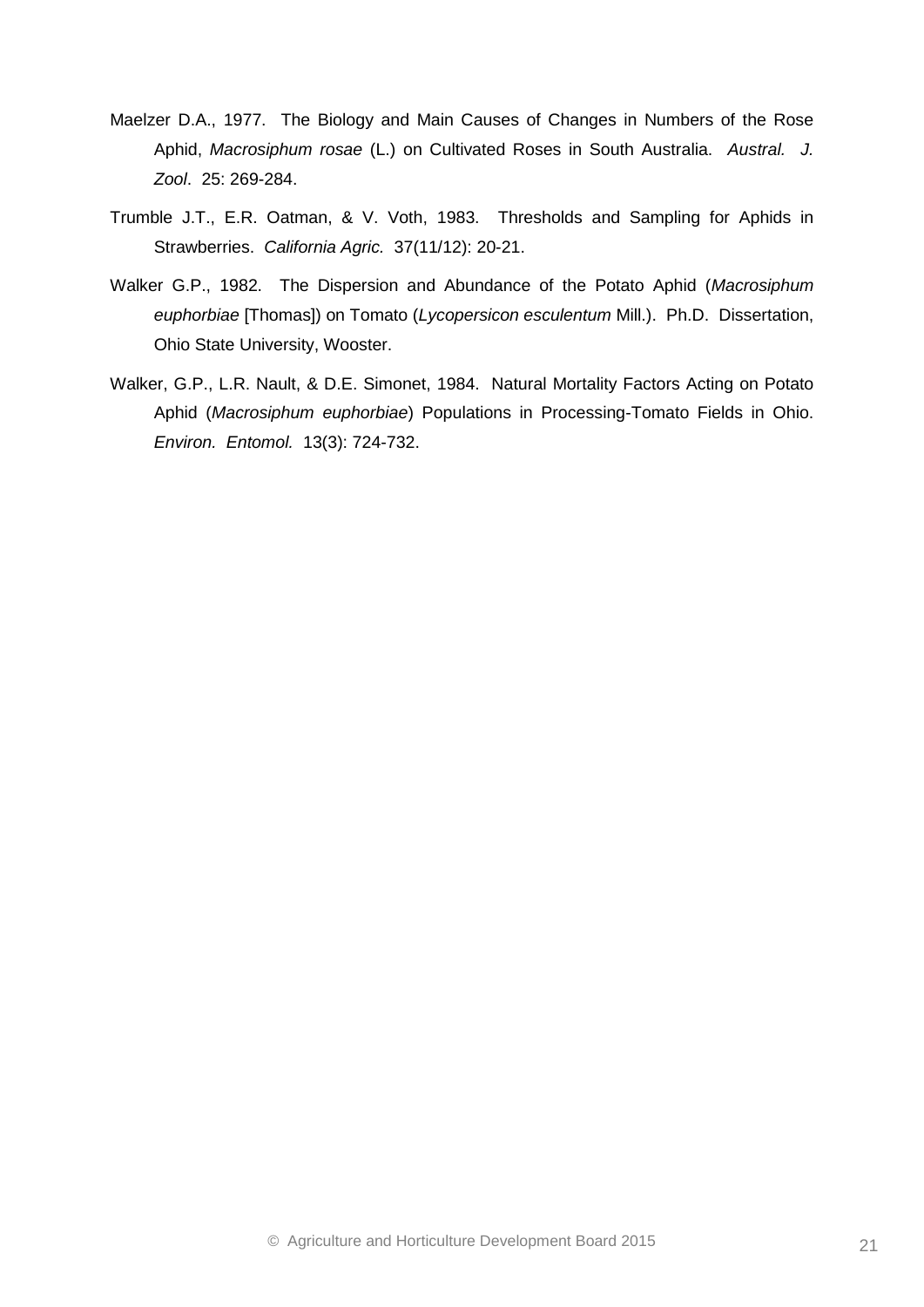Maelzer D.A., 1977. The Biology and Main Causes of Changes in Numbers of the Rose Aphid, *Macrosiphum rosae* (L.) on Cultivated Roses in South Australia. *Austral. J. Zool*. 25: 269-284.

Trumble J.T., E.R. Oatman, & V. Voth, 1983. Thresholds and Sampling for Aphids in Strawberries. *California Agric.* 37(11/12): 20-21.

Walker G.P., 1982. The Dispersion and Abundance of the Potato Aphid (*Macrosiphum euphorbiae* [Thomas]) on Tomato (*Lycopersicon esculentum* Mill.). Ph.D. Dissertation, Ohio State University, Wooster.

Walker, G.P., L.R. Nault, & D.E. Simonet, 1984. Natural Mortality Factors Acting on Potato Aphid (*Macrosiphum euphorbiae*) Populations in Processing-Tomato Fields in Ohio. *Environ. Entomol.* 13(3): 724-732.